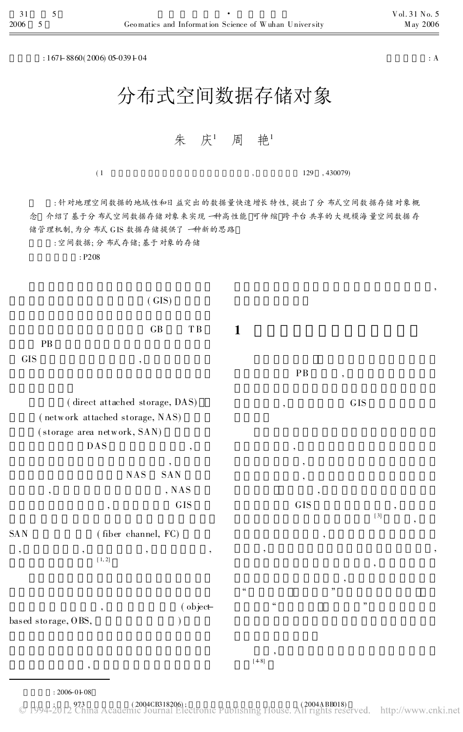: 1671-8860(2006) 05-0391-04 : A

# 分布式空间数据存储对象

朱 庆[1] 周 艳[1]

(1 , 129 , 430079)

:针对地理空间数据的地域性和日益突出的数据量快速增长特性,提出了分布式空间数据存储对象概念 介绍了基于分布式空间数据存储对象来实现一种高性能 可伸缩 跨平台共享的大规模海量空间数据存储管理机制,为分布式 GIS 数据存储提供了一种新的思路

:空间数据;分布式存储;基于对象的存储

: P208

(GIS)

GB TB PB

GIS ,

(direct attached storage, DAS) (network attached storage, NAS) (storage area network, SAN) DAS , , NAS SAN , , NAS , GIS

SAN (fiber channel, FC) , , , , [1,2]

, SAN (object-based storage, OBS, )

, ,

## 1

PB ,

, GIS

, , , , GIS , [3] , , , , , , “ ” “ ”

, [4-8]

: 2006-01-08

; 973 (2004CB318206); (2004ABB018)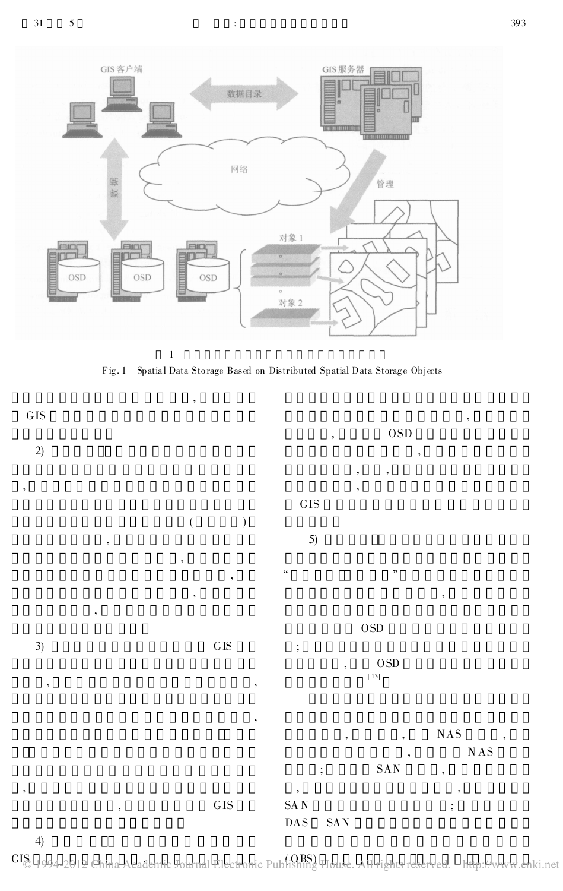Fig. 1 Spatial Data Storage Based on Distributed Spatial Data Storage Objects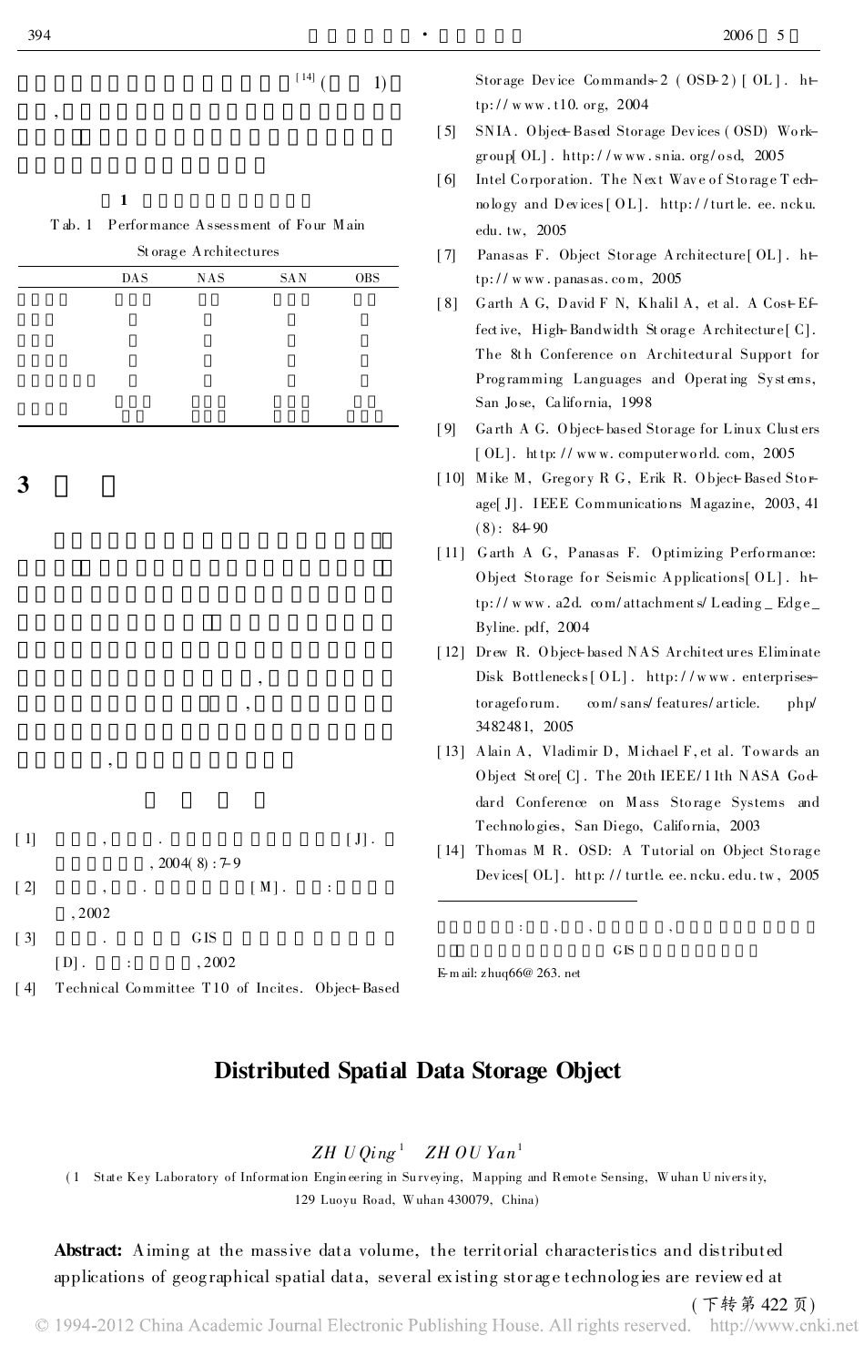[14] ( 1)

,

**1**

Tab. 1 Performance Assessment of Four Main Storage Architectures

| | DAS | NAS | SAN | OBS |
|---|---|---|---|---|
| | | | | |
| | | | | |
| | | | | |
| | | | | |
| | | | | |
| | | | | |

## 3

,

,

,

[1] , . [J]. , 2004(8): 7-9

[2] , . [M]. : , 2002

[3] . GIS [D]. : , 2002

[4] Technical Committee T10 of Incites. Object-Based Storage Device Commands-2 (OSD-2) [OL]. http://www.t10.org, 2004

[5] SNIA. Object-Based Storage Devices (OSD) Workgroup[OL]. http://www.snia.org/osd, 2005

[6] Intel Corporation. The Next Wave of Storage Technology and Devices[OL]. http://turtle.ee.ncku.edu.tw, 2005

[7] Panasas F. Object Storage Architecture[OL]. http://www.panasas.com, 2005

[8] Garth A G, David F N, Khalil A, et al. A Cost-Effective, High-Bandwidth Storage Architecture[C]. The 8th Conference on Architectural Support for Programming Languages and Operating Systems, San Jose, California, 1998

[9] Garth A G. Object-based Storage for Linux Clusters [OL]. http://www.computerworld.com, 2005

[10] Mike M, Gregory R G, Erik R. Object-Based Storage[J]. IEEE Communications Magazine, 2003, 41 (8): 84-90

[11] Garth A G, Panasas F. Optimizing Performance: Object Storage for Seismic Applications[OL]. http://www.a2d.com/attachments/Leading_Edge_Byline.pdf, 2004

[12] Drew R. Object-based NAS Architectures Eliminate Disk Bottlenecks[OL]. http://www.enterprisestorageforum. com/sans/features/article. php/3482481, 2005

[13] Alain A, Vladimir D, Michael F, et al. Towards an Object Store[C]. The 20th IEEE/11th NASA Goddard Conference on Mass Storage Systems and Technologies, San Diego, California, 2003

[14] Thomas M R. OSD: A Tutorial on Object Storage Devices[OL]. http://turtle.ee.ncku.edu.tw, 2005

: , , , GIS

E-mail: zhuq66@263.net

## Distributed Spatial Data Storage Object

*ZHU Qing*[1] *ZHOU Yan*[1]

(1 State Key Laboratory of Information Engineering in Surveying, Mapping and Remote Sensing, Wuhan University, 129 Luoyu Road, Wuhan 430079, China)

**Abstract:** Aiming at the massive data volume, the territorial characteristics and distributed applications of geographical spatial data, several existing storage technologies are reviewed at

(下转第 422 页)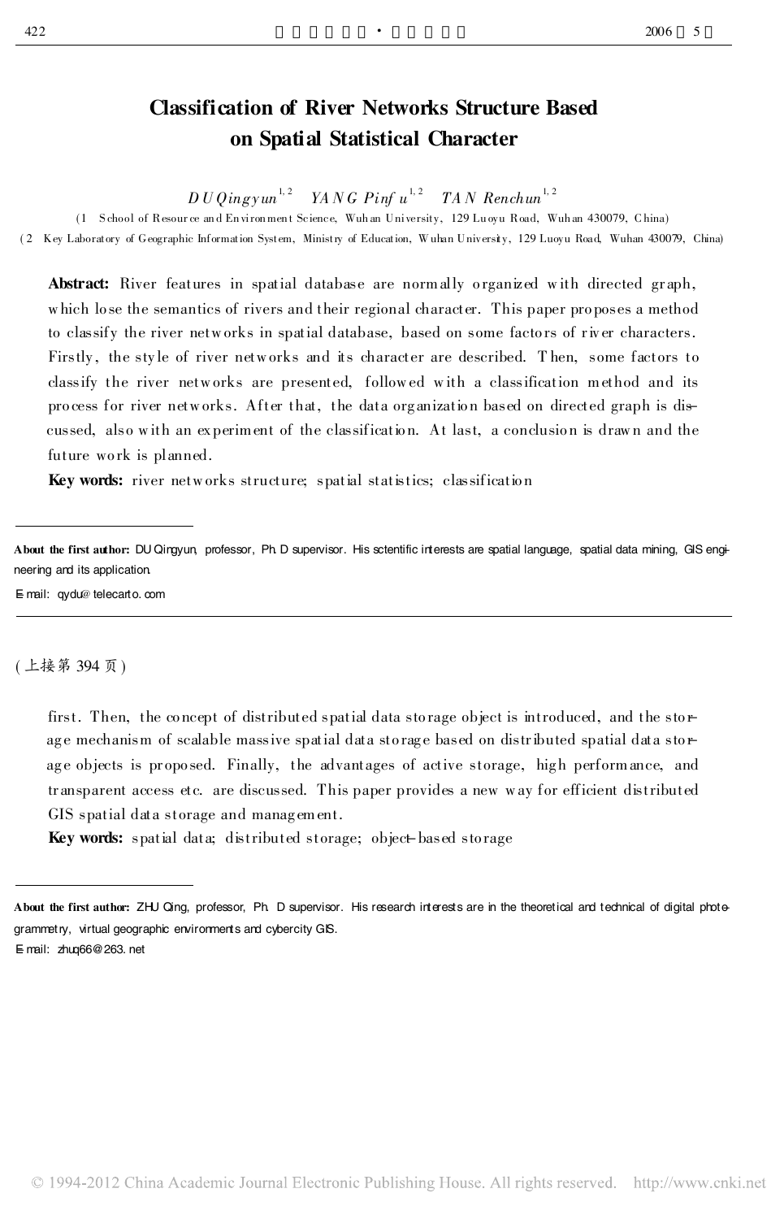# Classification of River Networks Structure Based on Spatial Statistical Character

*DU Qingyun*[1,2] *YANG Pinfu*[1,2] *TAN Renchun*[1,2]

(1 School of Resource and Environment Science, Wuhan University, 129 Luoyu Road, Wuhan 430079, China)

(2 Key Laboratory of Geographic Information System, Ministry of Education, Wuhan University, 129 Luoyu Road, Wuhan 430079, China)

**Abstract:** River features in spatial database are normally organized with directed graph, which lose the semantics of rivers and their regional character. This paper proposes a method to classify the river networks in spatial database, based on some factors of river characters. Firstly, the style of river networks and its character are described. Then, some factors to classify the river networks are presented, followed with a classification method and its process for river networks. After that, the data organization based on directed graph is discussed, also with an experiment of the classification. At last, a conclusion is drawn and the future work is planned.

**Key words:** river networks structure; spatial statistics; classification

---

**About the first author:** DU Qingyun, professor, Ph. D supervisor. His sctentific interests are spatial language, spatial data mining, GIS engineering and its application.

E-mail: qydu@telecarto.com

---

(上接第 394 页)

first. Then, the concept of distributed spatial data storage object is introduced, and the storage mechanism of scalable massive spatial data storage based on distributed spatial data storage objects is proposed. Finally, the advantages of active storage, high performance, and transparent access etc. are discussed. This paper provides a new way for efficient distributed GIS spatial data storage and management.

**Key words:** spatial data; distributed storage; object-based storage

---

**About the first author:** ZHU Qing, professor, Ph. D supervisor. His research interests are in the theoretical and technical of digital photogrammetry, virtual geographic environments and cybercity GIS.

E-mail: zhuq66@263.net